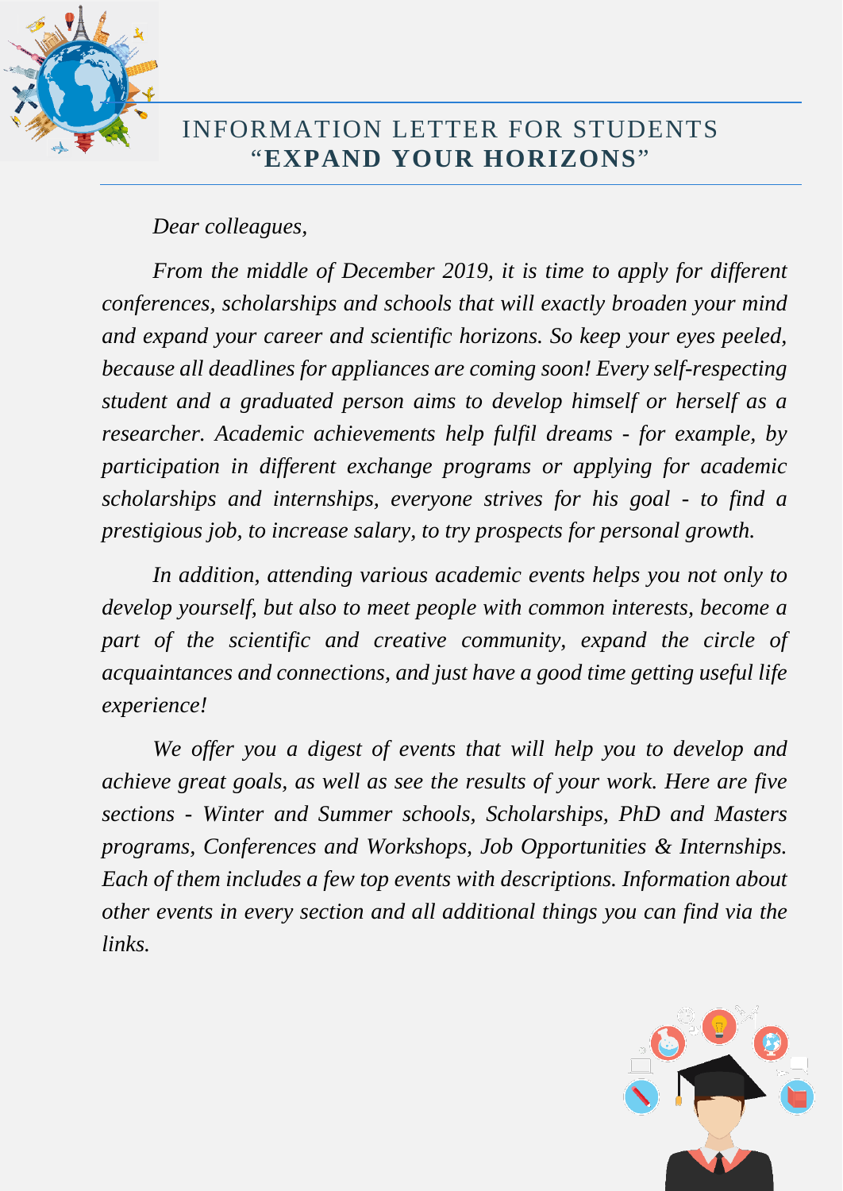# INFORMATION LETTER FOR STUDENTS
# "**EXPAND YOUR HORIZONS**"

*Dear colleagues,*

*From the middle of December 2019, it is time to apply for different conferences, scholarships and schools that will exactly broaden your mind and expand your career and scientific horizons. So keep your eyes peeled, because all deadlines for appliances are coming soon! Every self-respecting student and a graduated person aims to develop himself or herself as a researcher. Academic achievements help fulfil dreams - for example, by participation in different exchange programs or applying for academic scholarships and internships, everyone strives for his goal - to find a prestigious job, to increase salary, to try prospects for personal growth.*

*In addition, attending various academic events helps you not only to develop yourself, but also to meet people with common interests, become a part of the scientific and creative community, expand the circle of acquaintances and connections, and just have a good time getting useful life experience!*

*We offer you a digest of events that will help you to develop and achieve great goals, as well as see the results of your work. Here are five sections - Winter and Summer schools, Scholarships, PhD and Masters programs, Conferences and Workshops, Job Opportunities & Internships. Each of them includes a few top events with descriptions. Information about other events in every section and all additional things you can find via the links.*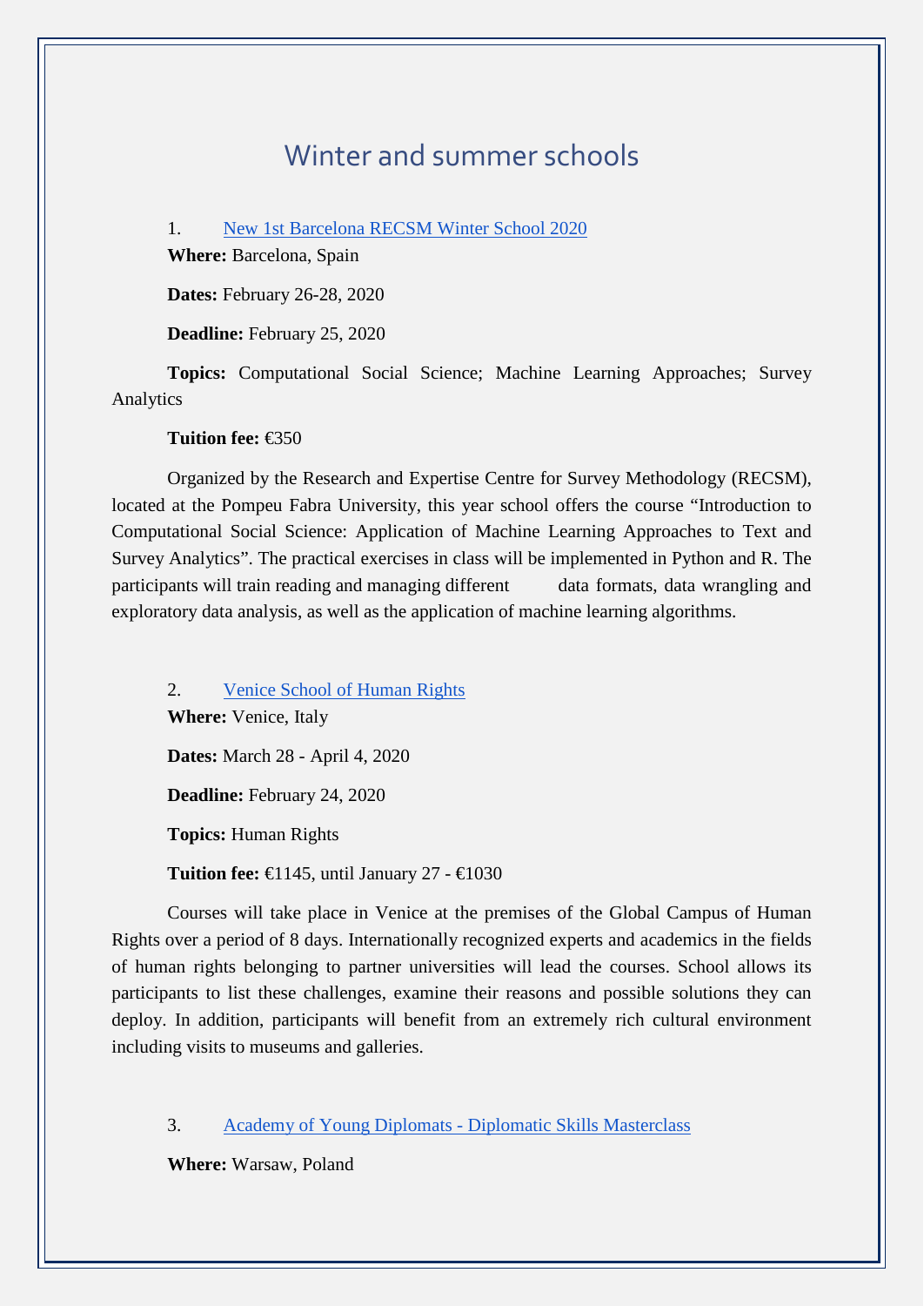# Winter and summer schools

1. New 1st Barcelona RECSM Winter School 2020

**Where:** Barcelona, Spain

**Dates:** February 26-28, 2020

**Deadline:** February 25, 2020

**Topics:** Computational Social Science; Machine Learning Approaches; Survey Analytics

**Tuition fee:** €350

Organized by the Research and Expertise Centre for Survey Methodology (RECSM), located at the Pompeu Fabra University, this year school offers the course "Introduction to Computational Social Science: Application of Machine Learning Approaches to Text and Survey Analytics". The practical exercises in class will be implemented in Python and R. The participants will train reading and managing different data formats, data wrangling and exploratory data analysis, as well as the application of machine learning algorithms.

2. Venice School of Human Rights

**Where:** Venice, Italy

**Dates:** March 28 - April 4, 2020

**Deadline:** February 24, 2020

**Topics:** Human Rights

**Tuition fee:** €1145, until January 27 - €1030

Courses will take place in Venice at the premises of the Global Campus of Human Rights over a period of 8 days. Internationally recognized experts and academics in the fields of human rights belonging to partner universities will lead the courses. School allows its participants to list these challenges, examine their reasons and possible solutions they can deploy. In addition, participants will benefit from an extremely rich cultural environment including visits to museums and galleries.

3. Academy of Young Diplomats - Diplomatic Skills Masterclass

**Where:** Warsaw, Poland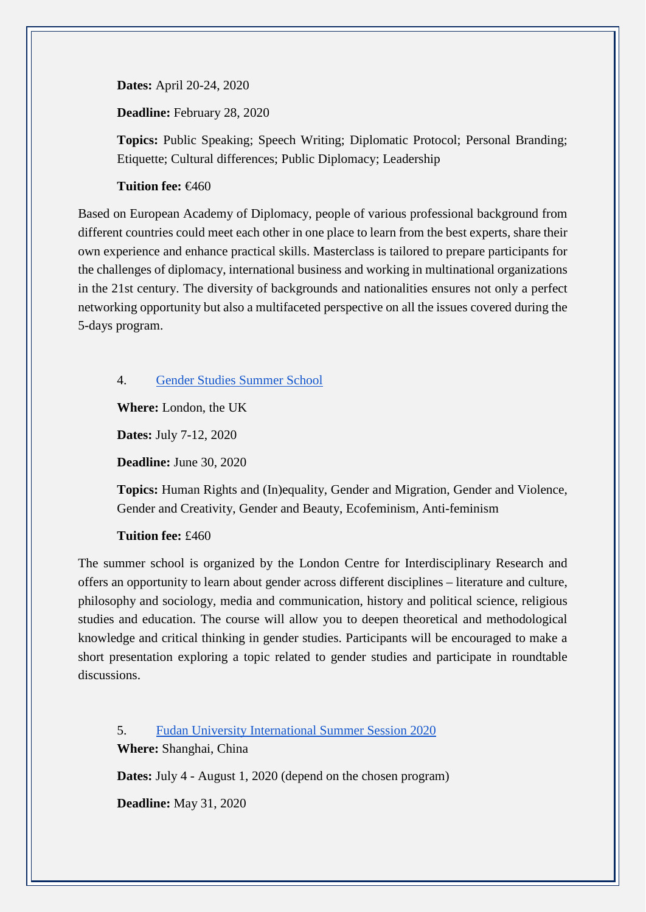**Dates:** April 20-24, 2020

**Deadline:** February 28, 2020

**Topics:** Public Speaking; Speech Writing; Diplomatic Protocol; Personal Branding; Etiquette; Cultural differences; Public Diplomacy; Leadership

**Tuition fee:** €460

Based on European Academy of Diplomacy, people of various professional background from different countries could meet each other in one place to learn from the best experts, share their own experience and enhance practical skills. Masterclass is tailored to prepare participants for the challenges of diplomacy, international business and working in multinational organizations in the 21st century. The diversity of backgrounds and nationalities ensures not only a perfect networking opportunity but also a multifaceted perspective on all the issues covered during the 5-days program.

4. Gender Studies Summer School

**Where:** London, the UK

**Dates:** July 7-12, 2020

**Deadline:** June 30, 2020

**Topics:** Human Rights and (In)equality, Gender and Migration, Gender and Violence, Gender and Creativity, Gender and Beauty, Ecofeminism, Anti-feminism

**Tuition fee:** £460

The summer school is organized by the London Centre for Interdisciplinary Research and offers an opportunity to learn about gender across different disciplines – literature and culture, philosophy and sociology, media and communication, history and political science, religious studies and education. The course will allow you to deepen theoretical and methodological knowledge and critical thinking in gender studies. Participants will be encouraged to make a short presentation exploring a topic related to gender studies and participate in roundtable discussions.

5. Fudan University International Summer Session 2020

**Where:** Shanghai, China

**Dates:** July 4 - August 1, 2020 (depend on the chosen program)

**Deadline:** May 31, 2020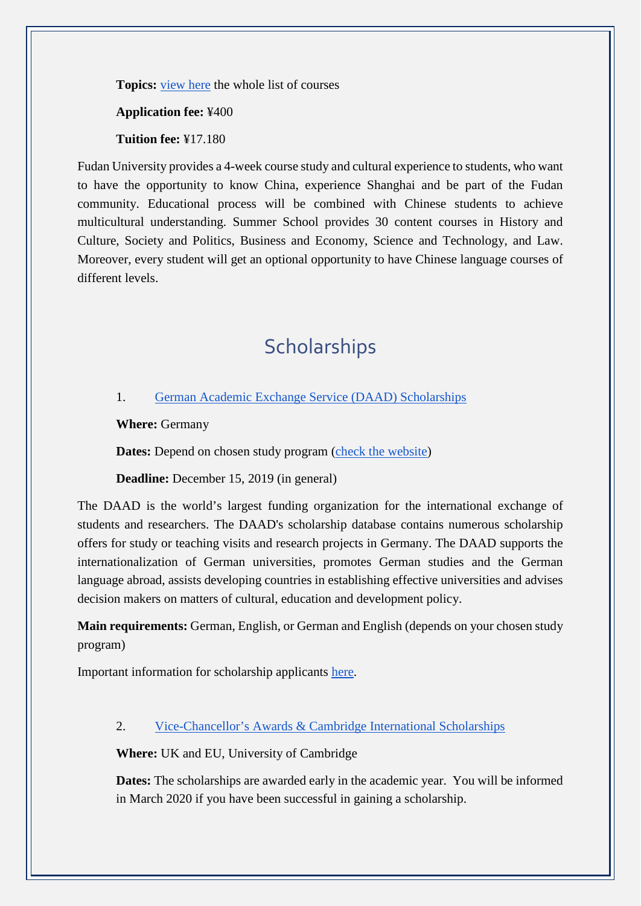**Topics:** [view here](#) the whole list of courses

**Application fee:** ¥400

**Tuition fee:** ¥17.180

Fudan University provides a 4-week course study and cultural experience to students, who want to have the opportunity to know China, experience Shanghai and be part of the Fudan community. Educational process will be combined with Chinese students to achieve multicultural understanding. Summer School provides 30 content courses in History and Culture, Society and Politics, Business and Economy, Science and Technology, and Law. Moreover, every student will get an optional opportunity to have Chinese language courses of different levels.

## Scholarships

1. [German Academic Exchange Service (DAAD) Scholarships](#)

**Where:** Germany

**Dates:** Depend on chosen study program ([check the website](#))

**Deadline:** December 15, 2019 (in general)

The DAAD is the world's largest funding organization for the international exchange of students and researchers. The DAAD's scholarship database contains numerous scholarship offers for study or teaching visits and research projects in Germany. The DAAD supports the internationalization of German universities, promotes German studies and the German language abroad, assists developing countries in establishing effective universities and advises decision makers on matters of cultural, education and development policy.

**Main requirements:** German, English, or German and English (depends on your chosen study program)

Important information for scholarship applicants [here](#).

2. [Vice-Chancellor's Awards & Cambridge International Scholarships](#)

**Where:** UK and EU, University of Cambridge

**Dates:** The scholarships are awarded early in the academic year. You will be informed in March 2020 if you have been successful in gaining a scholarship.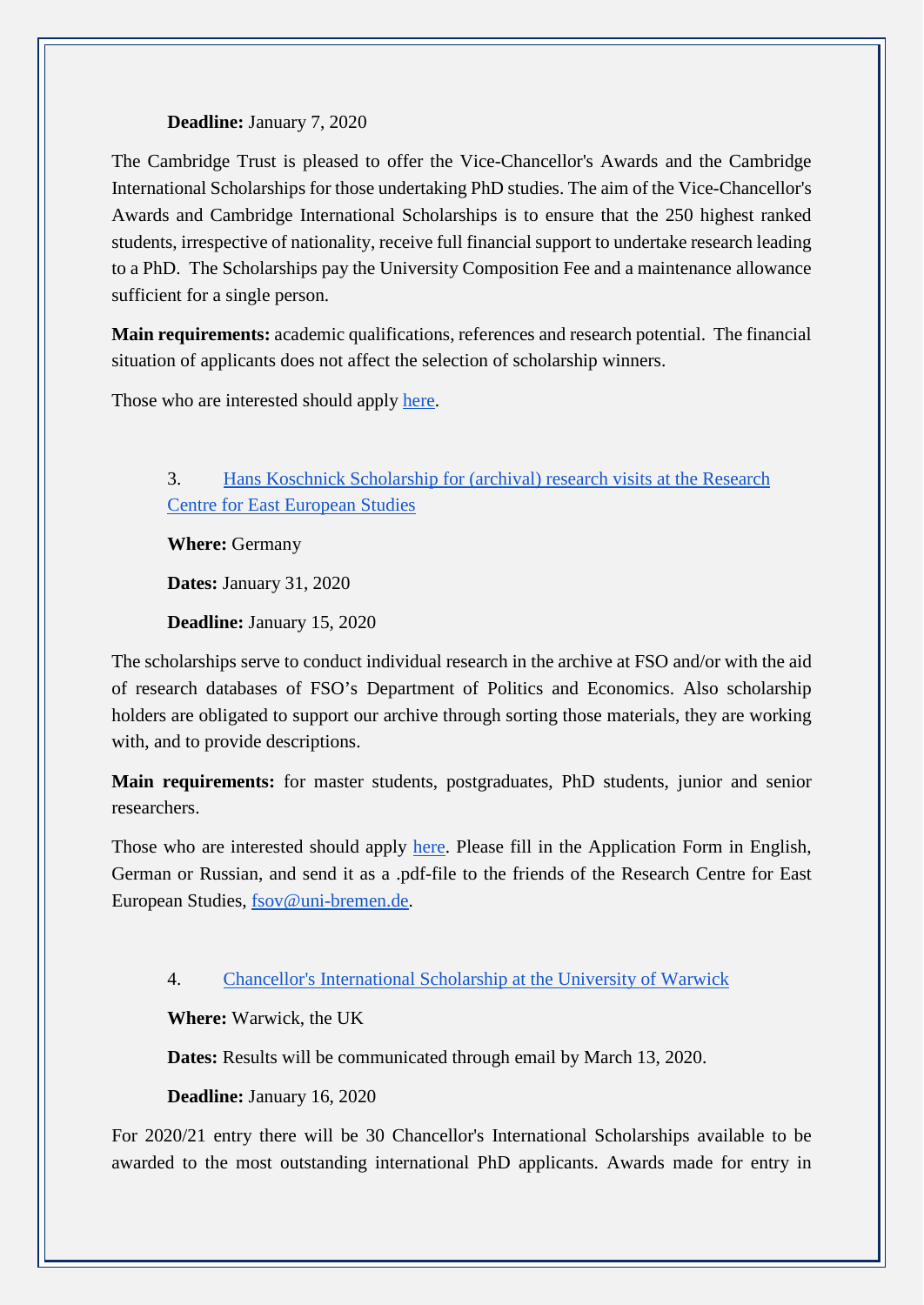**Deadline:** January 7, 2020

The Cambridge Trust is pleased to offer the Vice-Chancellor's Awards and the Cambridge International Scholarships for those undertaking PhD studies. The aim of the Vice-Chancellor's Awards and Cambridge International Scholarships is to ensure that the 250 highest ranked students, irrespective of nationality, receive full financial support to undertake research leading to a PhD. The Scholarships pay the University Composition Fee and a maintenance allowance sufficient for a single person.

**Main requirements:** academic qualifications, references and research potential. The financial situation of applicants does not affect the selection of scholarship winners.

Those who are interested should apply here.

3. Hans Koschnick Scholarship for (archival) research visits at the Research Centre for East European Studies

**Where:** Germany

**Dates:** January 31, 2020

**Deadline:** January 15, 2020

The scholarships serve to conduct individual research in the archive at FSO and/or with the aid of research databases of FSO's Department of Politics and Economics. Also scholarship holders are obligated to support our archive through sorting those materials, they are working with, and to provide descriptions.

**Main requirements:** for master students, postgraduates, PhD students, junior and senior researchers.

Those who are interested should apply here. Please fill in the Application Form in English, German or Russian, and send it as a .pdf-file to the friends of the Research Centre for East European Studies, fsov@uni-bremen.de.

4. Chancellor's International Scholarship at the University of Warwick

**Where:** Warwick, the UK

**Dates:** Results will be communicated through email by March 13, 2020.

**Deadline:** January 16, 2020

For 2020/21 entry there will be 30 Chancellor's International Scholarships available to be awarded to the most outstanding international PhD applicants. Awards made for entry in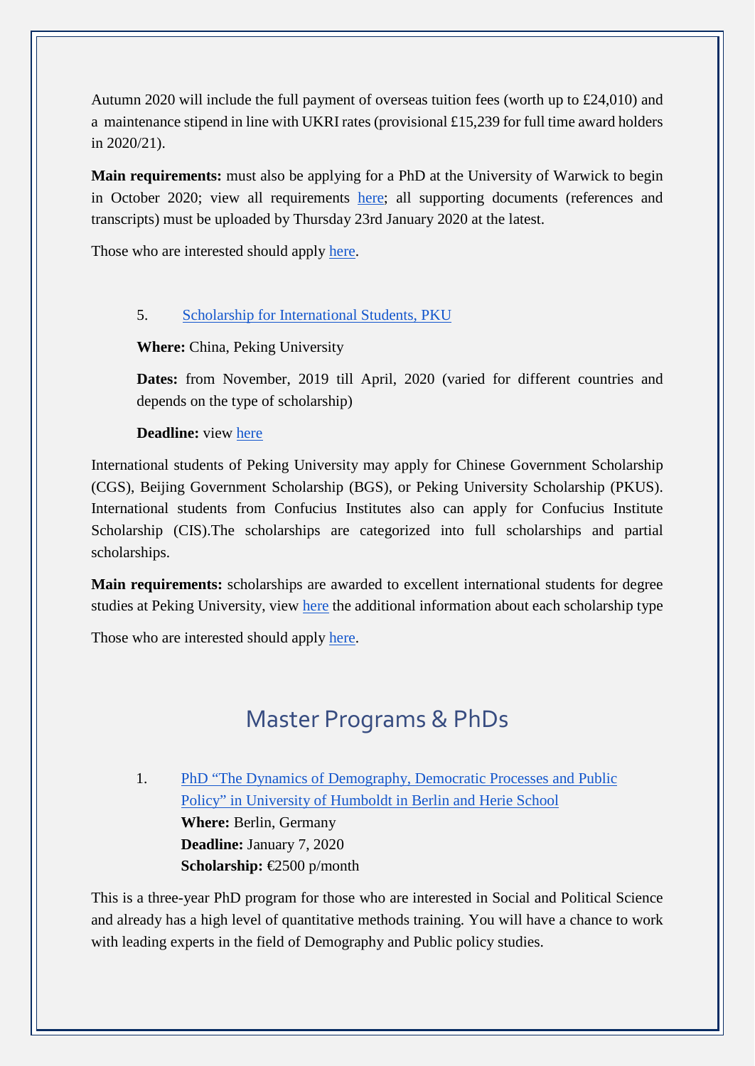Autumn 2020 will include the full payment of overseas tuition fees (worth up to £24,010) and a maintenance stipend in line with UKRI rates (provisional £15,239 for full time award holders in 2020/21).

**Main requirements:** must also be applying for a PhD at the University of Warwick to begin in October 2020; view all requirements here; all supporting documents (references and transcripts) must be uploaded by Thursday 23rd January 2020 at the latest.

Those who are interested should apply here.

5. Scholarship for International Students, PKU

**Where:** China, Peking University

**Dates:** from November, 2019 till April, 2020 (varied for different countries and depends on the type of scholarship)

**Deadline:** view here

International students of Peking University may apply for Chinese Government Scholarship (CGS), Beijing Government Scholarship (BGS), or Peking University Scholarship (PKUS). International students from Confucius Institutes also can apply for Confucius Institute Scholarship (CIS).The scholarships are categorized into full scholarships and partial scholarships.

**Main requirements:** scholarships are awarded to excellent international students for degree studies at Peking University, view here the additional information about each scholarship type

Those who are interested should apply here.

## Master Programs & PhDs

1. PhD "The Dynamics of Demography, Democratic Processes and Public Policy" in University of Humboldt in Berlin and Herie School
   **Where:** Berlin, Germany
   **Deadline:** January 7, 2020
   **Scholarship:** €2500 p/month

This is a three-year PhD program for those who are interested in Social and Political Science and already has a high level of quantitative methods training. You will have a chance to work with leading experts in the field of Demography and Public policy studies.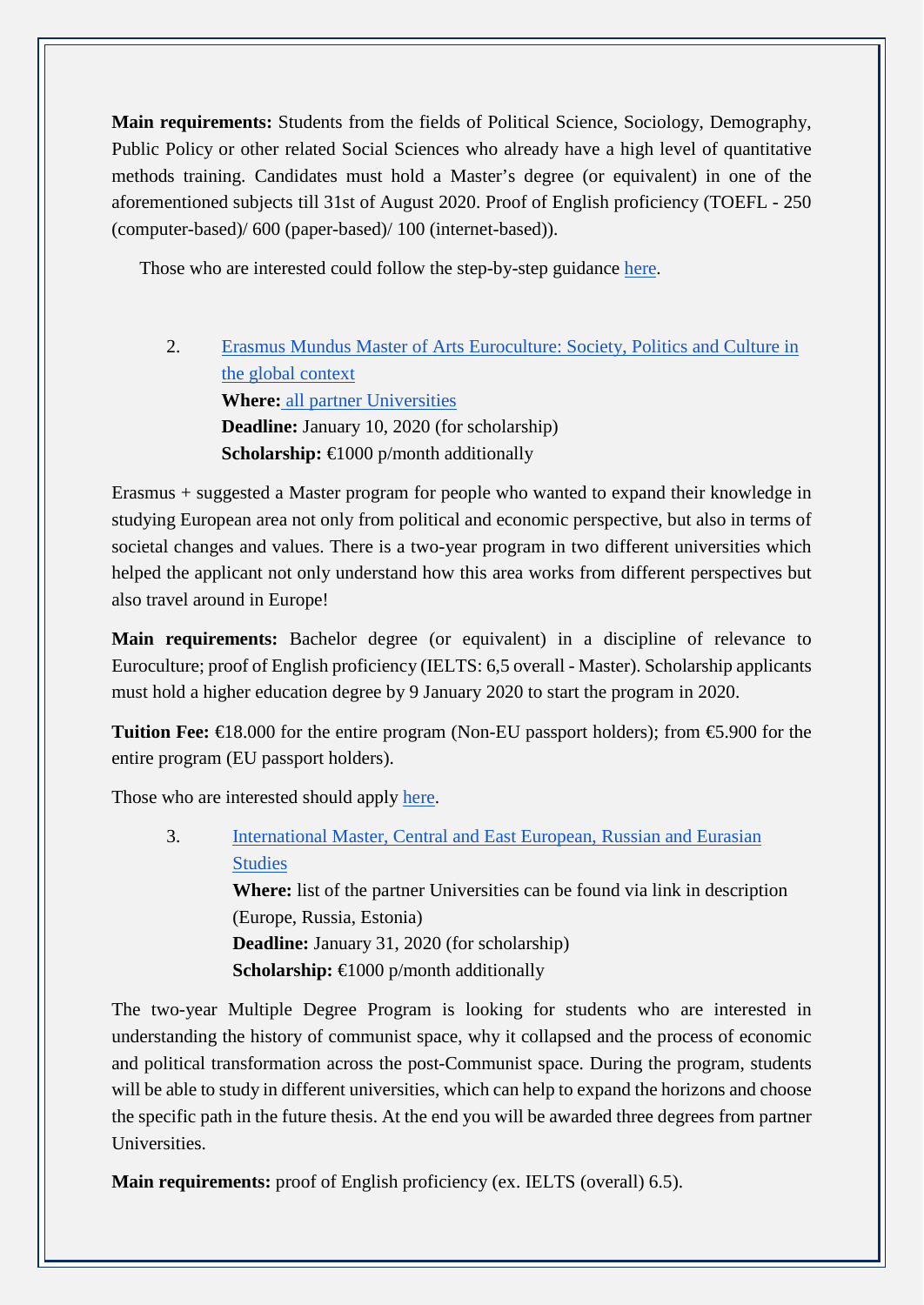**Main requirements:** Students from the fields of Political Science, Sociology, Demography, Public Policy or other related Social Sciences who already have a high level of quantitative methods training. Candidates must hold a Master's degree (or equivalent) in one of the aforementioned subjects till 31st of August 2020. Proof of English proficiency (TOEFL - 250 (computer-based)/ 600 (paper-based)/ 100 (internet-based)).

Those who are interested could follow the step-by-step guidance here.

2. Erasmus Mundus Master of Arts Euroculture: Society, Politics and Culture in the global context
   **Where:** all partner Universities
   **Deadline:** January 10, 2020 (for scholarship)
   **Scholarship:** €1000 p/month additionally

Erasmus + suggested a Master program for people who wanted to expand their knowledge in studying European area not only from political and economic perspective, but also in terms of societal changes and values. There is a two-year program in two different universities which helped the applicant not only understand how this area works from different perspectives but also travel around in Europe!

**Main requirements:** Bachelor degree (or equivalent) in a discipline of relevance to Euroculture; proof of English proficiency (IELTS: 6,5 overall - Master). Scholarship applicants must hold a higher education degree by 9 January 2020 to start the program in 2020.

**Tuition Fee:** €18.000 for the entire program (Non-EU passport holders); from €5.900 for the entire program (EU passport holders).

Those who are interested should apply here.

3. International Master, Central and East European, Russian and Eurasian Studies
   **Where:** list of the partner Universities can be found via link in description (Europe, Russia, Estonia)
   **Deadline:** January 31, 2020 (for scholarship)
   **Scholarship:** €1000 p/month additionally

The two-year Multiple Degree Program is looking for students who are interested in understanding the history of communist space, why it collapsed and the process of economic and political transformation across the post-Communist space. During the program, students will be able to study in different universities, which can help to expand the horizons and choose the specific path in the future thesis. At the end you will be awarded three degrees from partner Universities.

**Main requirements:** proof of English proficiency (ex. IELTS (overall) 6.5).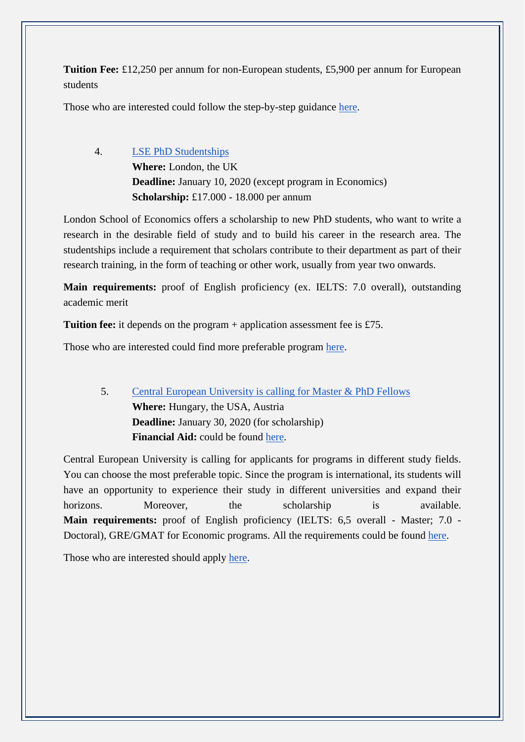**Tuition Fee:** £12,250 per annum for non-European students, £5,900 per annum for European students

Those who are interested could follow the step-by-step guidance here.

4. LSE PhD Studentships
   **Where:** London, the UK
   **Deadline:** January 10, 2020 (except program in Economics)
   **Scholarship:** £17.000 - 18.000 per annum

London School of Economics offers a scholarship to new PhD students, who want to write a research in the desirable field of study and to build his career in the research area. The studentships include a requirement that scholars contribute to their department as part of their research training, in the form of teaching or other work, usually from year two onwards.

**Main requirements:** proof of English proficiency (ex. IELTS: 7.0 overall), outstanding academic merit

**Tuition fee:** it depends on the program + application assessment fee is £75.

Those who are interested could find more preferable program here.

5. Central European University is calling for Master & PhD Fellows
   **Where:** Hungary, the USA, Austria
   **Deadline:** January 30, 2020 (for scholarship)
   **Financial Aid:** could be found here.

Central European University is calling for applicants for programs in different study fields. You can choose the most preferable topic. Since the program is international, its students will have an opportunity to experience their study in different universities and expand their horizons. Moreover, the scholarship is available.
**Main requirements:** proof of English proficiency (IELTS: 6,5 overall - Master; 7.0 - Doctoral), GRE/GMAT for Economic programs. All the requirements could be found here.

Those who are interested should apply here.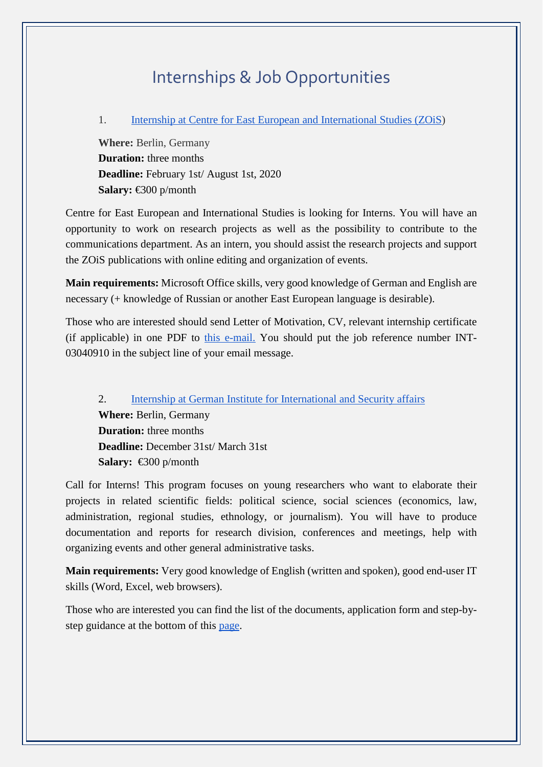# Internships & Job Opportunities

1. Internship at Centre for East European and International Studies (ZOiS)

**Where:** Berlin, Germany
**Duration:** three months
**Deadline:** February 1st/ August 1st, 2020
**Salary:** €300 p/month

Centre for East European and International Studies is looking for Interns. You will have an opportunity to work on research projects as well as the possibility to contribute to the communications department. As an intern, you should assist the research projects and support the ZOiS publications with online editing and organization of events.

**Main requirements:** Microsoft Office skills, very good knowledge of German and English are necessary (+ knowledge of Russian or another East European language is desirable).

Those who are interested should send Letter of Motivation, CV, relevant internship certificate (if applicable) in one PDF to this e-mail. You should put the job reference number INT-03040910 in the subject line of your email message.

2. Internship at German Institute for International and Security affairs

**Where:** Berlin, Germany
**Duration:** three months
**Deadline:** December 31st/ March 31st
**Salary:** €300 p/month

Call for Interns! This program focuses on young researchers who want to elaborate their projects in related scientific fields: political science, social sciences (economics, law, administration, regional studies, ethnology, or journalism). You will have to produce documentation and reports for research division, conferences and meetings, help with organizing events and other general administrative tasks.

**Main requirements:** Very good knowledge of English (written and spoken), good end-user IT skills (Word, Excel, web browsers).

Those who are interested you can find the list of the documents, application form and step-by-step guidance at the bottom of this page.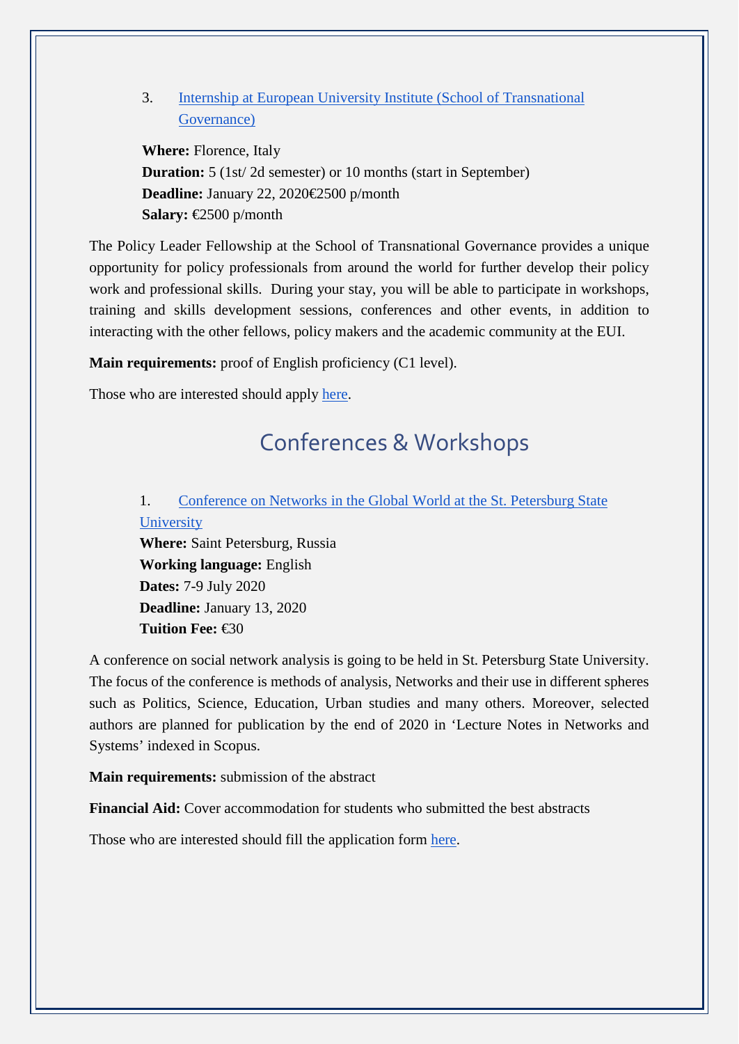3. Internship at European University Institute (School of Transnational Governance)

**Where:** Florence, Italy
**Duration:** 5 (1st/ 2d semester) or 10 months (start in September)
**Deadline:** January 22, 2020€2500 p/month
**Salary:** €2500 p/month

The Policy Leader Fellowship at the School of Transnational Governance provides a unique opportunity for policy professionals from around the world for further develop their policy work and professional skills. During your stay, you will be able to participate in workshops, training and skills development sessions, conferences and other events, in addition to interacting with the other fellows, policy makers and the academic community at the EUI.

**Main requirements:** proof of English proficiency (C1 level).

Those who are interested should apply here.

## Conferences & Workshops

1. Conference on Networks in the Global World at the St. Petersburg State University

**Where:** Saint Petersburg, Russia
**Working language:** English
**Dates:** 7-9 July 2020
**Deadline:** January 13, 2020
**Tuition Fee:** €30

A conference on social network analysis is going to be held in St. Petersburg State University. The focus of the conference is methods of analysis, Networks and their use in different spheres such as Politics, Science, Education, Urban studies and many others. Moreover, selected authors are planned for publication by the end of 2020 in 'Lecture Notes in Networks and Systems' indexed in Scopus.

**Main requirements:** submission of the abstract

**Financial Aid:** Cover accommodation for students who submitted the best abstracts

Those who are interested should fill the application form here.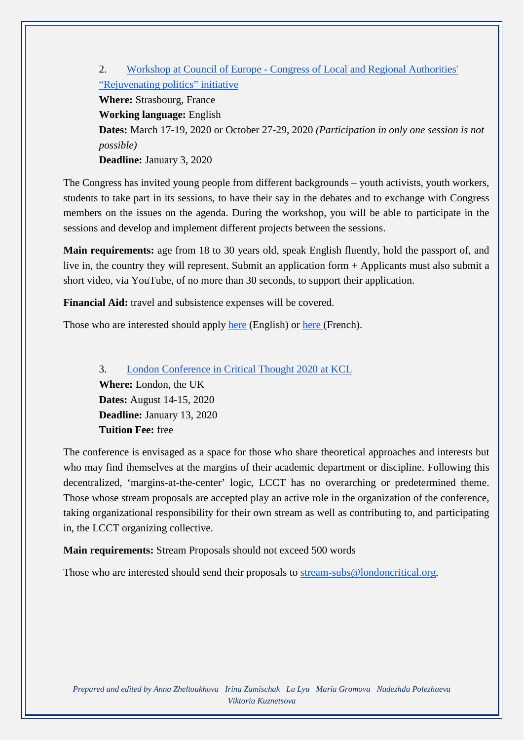2. Workshop at Council of Europe - Congress of Local and Regional Authorities' "Rejuvenating politics" initiative
**Where:** Strasbourg, France
**Working language:** English
**Dates:** March 17-19, 2020 or October 27-29, 2020 *(Participation in only one session is not possible)*
**Deadline:** January 3, 2020

The Congress has invited young people from different backgrounds – youth activists, youth workers, students to take part in its sessions, to have their say in the debates and to exchange with Congress members on the issues on the agenda. During the workshop, you will be able to participate in the sessions and develop and implement different projects between the sessions.

**Main requirements:** age from 18 to 30 years old, speak English fluently, hold the passport of, and live in, the country they will represent. Submit an application form + Applicants must also submit a short video, via YouTube, of no more than 30 seconds, to support their application.

**Financial Aid:** travel and subsistence expenses will be covered.

Those who are interested should apply here (English) or here (French).

3. London Conference in Critical Thought 2020 at KCL
**Where:** London, the UK
**Dates:** August 14-15, 2020
**Deadline:** January 13, 2020
**Tuition Fee:** free

The conference is envisaged as a space for those who share theoretical approaches and interests but who may find themselves at the margins of their academic department or discipline. Following this decentralized, 'margins-at-the-center' logic, LCCT has no overarching or predetermined theme. Those whose stream proposals are accepted play an active role in the organization of the conference, taking organizational responsibility for their own stream as well as contributing to, and participating in, the LCCT organizing collective.

**Main requirements:** Stream Proposals should not exceed 500 words

Those who are interested should send their proposals to stream-subs@londoncritical.org.

*Prepared and edited by Anna Zheltoukhova Irina Zamischak Lu Lyu Maria Gromova Nadezhda Polezhaeva Viktoria Kuznetsova*